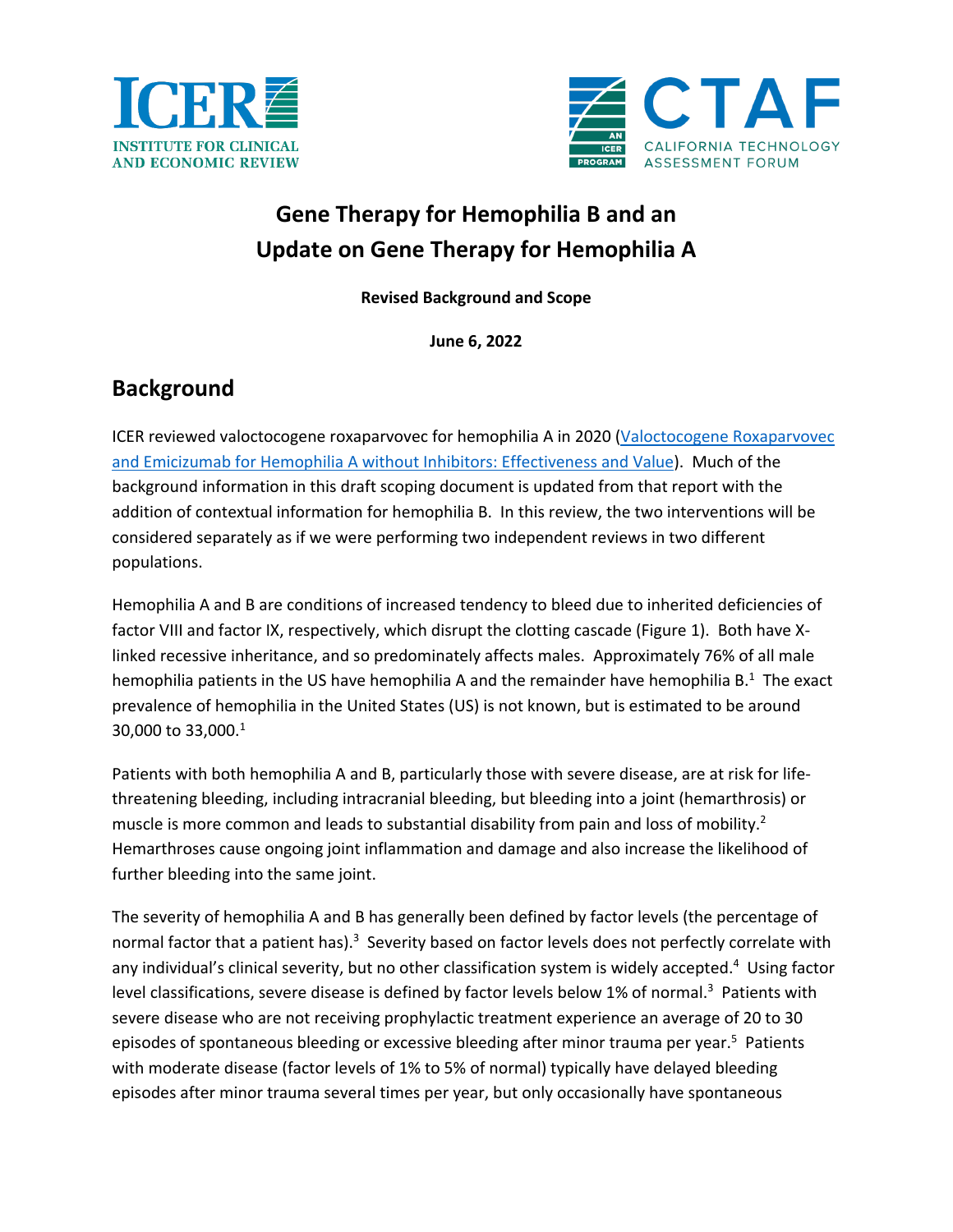ICER INSTITUTE FOR CLINICAL AND ECONOMIC REVIEW

CTAF CALIFORNIA TECHNOLOGY ASSESSMENT FORUM — AN ICER PROGRAM

# Gene Therapy for Hemophilia B and an Update on Gene Therapy for Hemophilia A

**Revised Background and Scope**

**June 6, 2022**

## Background

ICER reviewed valoctocogene roxaparvovec for hemophilia A in 2020 (Valoctocogene Roxaparvovec and Emicizumab for Hemophilia A without Inhibitors: Effectiveness and Value). Much of the background information in this draft scoping document is updated from that report with the addition of contextual information for hemophilia B. In this review, the two interventions will be considered separately as if we were performing two independent reviews in two different populations.

Hemophilia A and B are conditions of increased tendency to bleed due to inherited deficiencies of factor VIII and factor IX, respectively, which disrupt the clotting cascade (Figure 1). Both have X-linked recessive inheritance, and so predominately affects males. Approximately 76% of all male hemophilia patients in the US have hemophilia A and the remainder have hemophilia B.[1] The exact prevalence of hemophilia in the United States (US) is not known, but is estimated to be around 30,000 to 33,000.[1]

Patients with both hemophilia A and B, particularly those with severe disease, are at risk for life-threatening bleeding, including intracranial bleeding, but bleeding into a joint (hemarthrosis) or muscle is more common and leads to substantial disability from pain and loss of mobility.[2] Hemarthroses cause ongoing joint inflammation and damage and also increase the likelihood of further bleeding into the same joint.

The severity of hemophilia A and B has generally been defined by factor levels (the percentage of normal factor that a patient has).[3] Severity based on factor levels does not perfectly correlate with any individual's clinical severity, but no other classification system is widely accepted.[4] Using factor level classifications, severe disease is defined by factor levels below 1% of normal.[3] Patients with severe disease who are not receiving prophylactic treatment experience an average of 20 to 30 episodes of spontaneous bleeding or excessive bleeding after minor trauma per year.[5] Patients with moderate disease (factor levels of 1% to 5% of normal) typically have delayed bleeding episodes after minor trauma several times per year, but only occasionally have spontaneous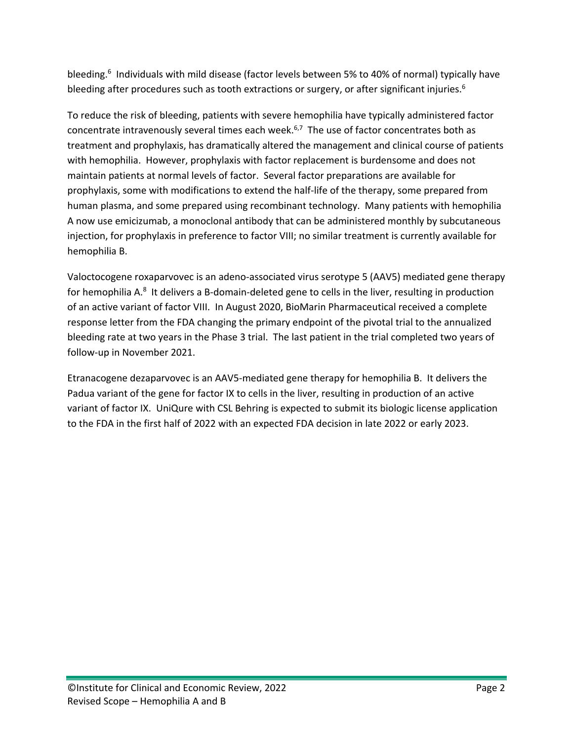bleeding.[6] Individuals with mild disease (factor levels between 5% to 40% of normal) typically have bleeding after procedures such as tooth extractions or surgery, or after significant injuries.[6]

To reduce the risk of bleeding, patients with severe hemophilia have typically administered factor concentrate intravenously several times each week.[6,7] The use of factor concentrates both as treatment and prophylaxis, has dramatically altered the management and clinical course of patients with hemophilia. However, prophylaxis with factor replacement is burdensome and does not maintain patients at normal levels of factor. Several factor preparations are available for prophylaxis, some with modifications to extend the half-life of the therapy, some prepared from human plasma, and some prepared using recombinant technology. Many patients with hemophilia A now use emicizumab, a monoclonal antibody that can be administered monthly by subcutaneous injection, for prophylaxis in preference to factor VIII; no similar treatment is currently available for hemophilia B.

Valoctocogene roxaparvovec is an adeno-associated virus serotype 5 (AAV5) mediated gene therapy for hemophilia A.[8] It delivers a B-domain-deleted gene to cells in the liver, resulting in production of an active variant of factor VIII. In August 2020, BioMarin Pharmaceutical received a complete response letter from the FDA changing the primary endpoint of the pivotal trial to the annualized bleeding rate at two years in the Phase 3 trial. The last patient in the trial completed two years of follow-up in November 2021.

Etranacogene dezaparvovec is an AAV5-mediated gene therapy for hemophilia B. It delivers the Padua variant of the gene for factor IX to cells in the liver, resulting in production of an active variant of factor IX. UniQure with CSL Behring is expected to submit its biologic license application to the FDA in the first half of 2022 with an expected FDA decision in late 2022 or early 2023.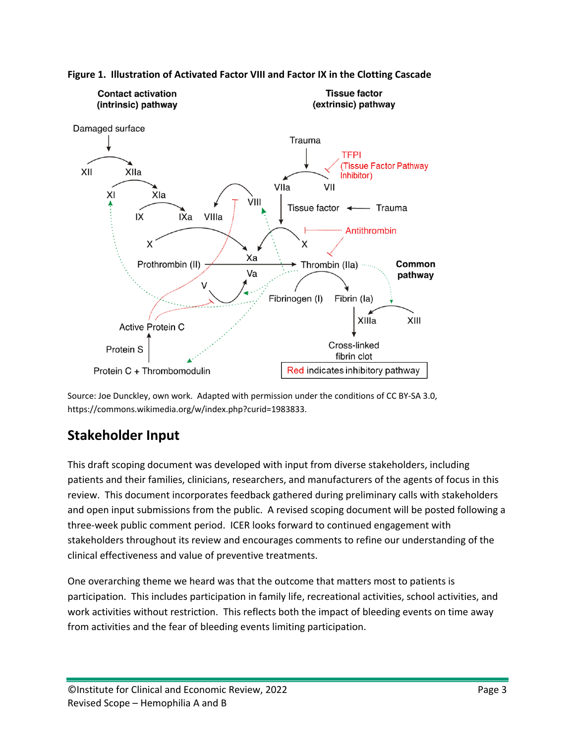**Figure 1. Illustration of Activated Factor VIII and Factor IX in the Clotting Cascade**

Source: Joe Dunckley, own work. Adapted with permission under the conditions of CC BY-SA 3.0, https://commons.wikimedia.org/w/index.php?curid=1983833.

## Stakeholder Input

This draft scoping document was developed with input from diverse stakeholders, including patients and their families, clinicians, researchers, and manufacturers of the agents of focus in this review. This document incorporates feedback gathered during preliminary calls with stakeholders and open input submissions from the public. A revised scoping document will be posted following a three-week public comment period. ICER looks forward to continued engagement with stakeholders throughout its review and encourages comments to refine our understanding of the clinical effectiveness and value of preventive treatments.

One overarching theme we heard was that the outcome that matters most to patients is participation. This includes participation in family life, recreational activities, school activities, and work activities without restriction. This reflects both the impact of bleeding events on time away from activities and the fear of bleeding events limiting participation.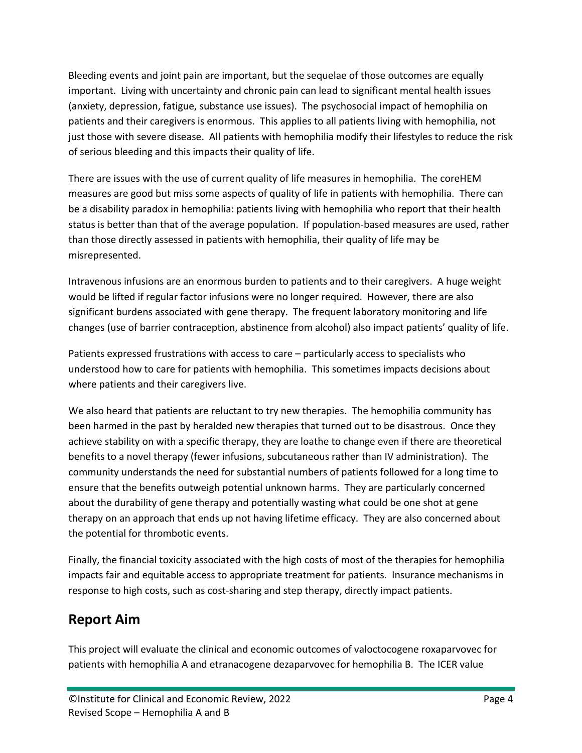Bleeding events and joint pain are important, but the sequelae of those outcomes are equally important. Living with uncertainty and chronic pain can lead to significant mental health issues (anxiety, depression, fatigue, substance use issues). The psychosocial impact of hemophilia on patients and their caregivers is enormous. This applies to all patients living with hemophilia, not just those with severe disease. All patients with hemophilia modify their lifestyles to reduce the risk of serious bleeding and this impacts their quality of life.

There are issues with the use of current quality of life measures in hemophilia. The coreHEM measures are good but miss some aspects of quality of life in patients with hemophilia. There can be a disability paradox in hemophilia: patients living with hemophilia who report that their health status is better than that of the average population. If population-based measures are used, rather than those directly assessed in patients with hemophilia, their quality of life may be misrepresented.

Intravenous infusions are an enormous burden to patients and to their caregivers. A huge weight would be lifted if regular factor infusions were no longer required. However, there are also significant burdens associated with gene therapy. The frequent laboratory monitoring and life changes (use of barrier contraception, abstinence from alcohol) also impact patients' quality of life.

Patients expressed frustrations with access to care – particularly access to specialists who understood how to care for patients with hemophilia. This sometimes impacts decisions about where patients and their caregivers live.

We also heard that patients are reluctant to try new therapies. The hemophilia community has been harmed in the past by heralded new therapies that turned out to be disastrous. Once they achieve stability on with a specific therapy, they are loathe to change even if there are theoretical benefits to a novel therapy (fewer infusions, subcutaneous rather than IV administration). The community understands the need for substantial numbers of patients followed for a long time to ensure that the benefits outweigh potential unknown harms. They are particularly concerned about the durability of gene therapy and potentially wasting what could be one shot at gene therapy on an approach that ends up not having lifetime efficacy. They are also concerned about the potential for thrombotic events.

Finally, the financial toxicity associated with the high costs of most of the therapies for hemophilia impacts fair and equitable access to appropriate treatment for patients. Insurance mechanisms in response to high costs, such as cost-sharing and step therapy, directly impact patients.

## Report Aim

This project will evaluate the clinical and economic outcomes of valoctocogene roxaparvovec for patients with hemophilia A and etranacogene dezaparvovec for hemophilia B. The ICER value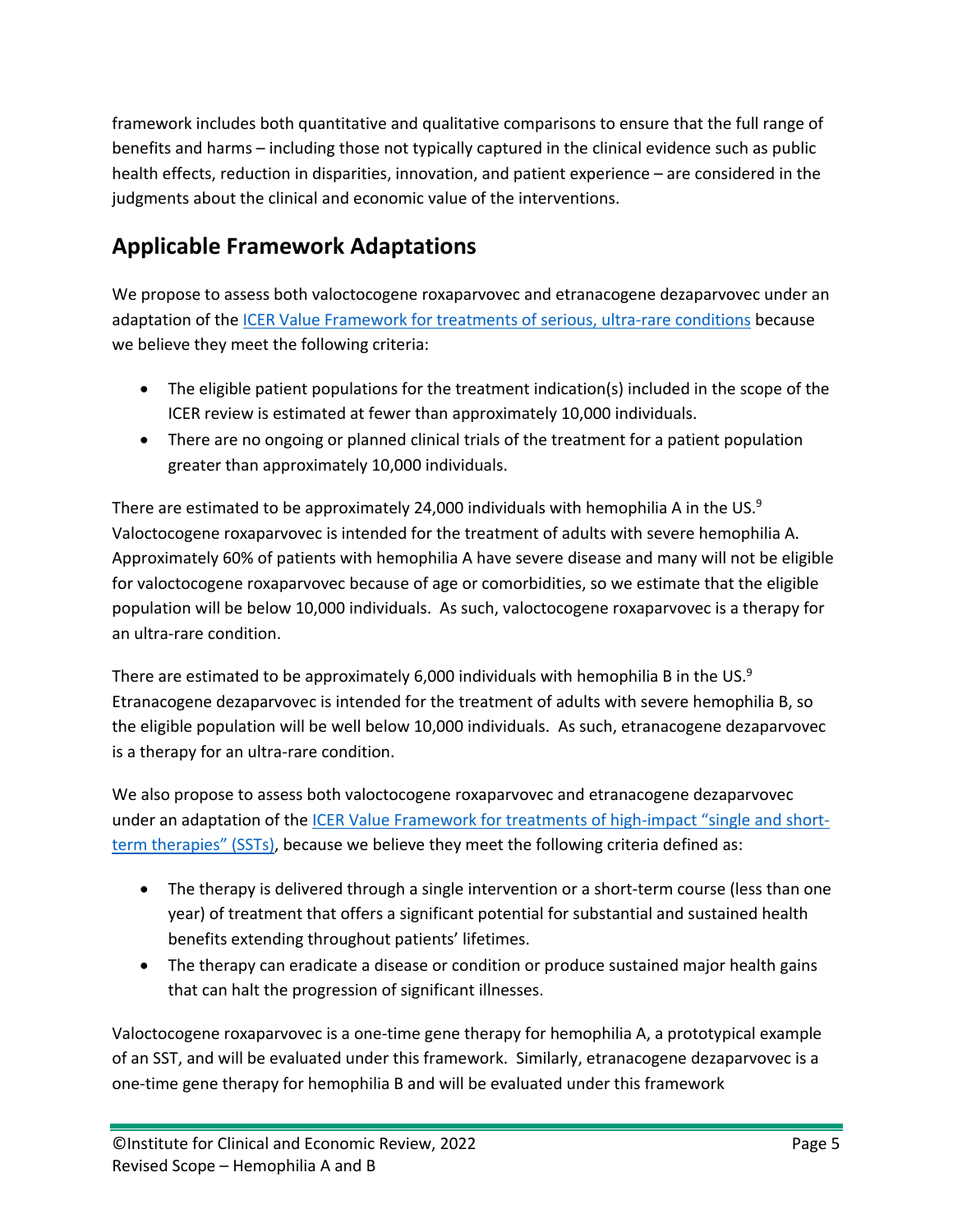framework includes both quantitative and qualitative comparisons to ensure that the full range of benefits and harms – including those not typically captured in the clinical evidence such as public health effects, reduction in disparities, innovation, and patient experience – are considered in the judgments about the clinical and economic value of the interventions.

## Applicable Framework Adaptations

We propose to assess both valoctocogene roxaparvovec and etranacogene dezaparvovec under an adaptation of the ICER Value Framework for treatments of serious, ultra-rare conditions because we believe they meet the following criteria:

- The eligible patient populations for the treatment indication(s) included in the scope of the ICER review is estimated at fewer than approximately 10,000 individuals.
- There are no ongoing or planned clinical trials of the treatment for a patient population greater than approximately 10,000 individuals.

There are estimated to be approximately 24,000 individuals with hemophilia A in the US.[9] Valoctocogene roxaparvovec is intended for the treatment of adults with severe hemophilia A. Approximately 60% of patients with hemophilia A have severe disease and many will not be eligible for valoctocogene roxaparvovec because of age or comorbidities, so we estimate that the eligible population will be below 10,000 individuals. As such, valoctocogene roxaparvovec is a therapy for an ultra-rare condition.

There are estimated to be approximately 6,000 individuals with hemophilia B in the US.[9] Etranacogene dezaparvovec is intended for the treatment of adults with severe hemophilia B, so the eligible population will be well below 10,000 individuals. As such, etranacogene dezaparvovec is a therapy for an ultra-rare condition.

We also propose to assess both valoctocogene roxaparvovec and etranacogene dezaparvovec under an adaptation of the ICER Value Framework for treatments of high-impact "single and short-term therapies" (SSTs), because we believe they meet the following criteria defined as:

- The therapy is delivered through a single intervention or a short-term course (less than one year) of treatment that offers a significant potential for substantial and sustained health benefits extending throughout patients' lifetimes.
- The therapy can eradicate a disease or condition or produce sustained major health gains that can halt the progression of significant illnesses.

Valoctocogene roxaparvovec is a one-time gene therapy for hemophilia A, a prototypical example of an SST, and will be evaluated under this framework. Similarly, etranacogene dezaparvovec is a one-time gene therapy for hemophilia B and will be evaluated under this framework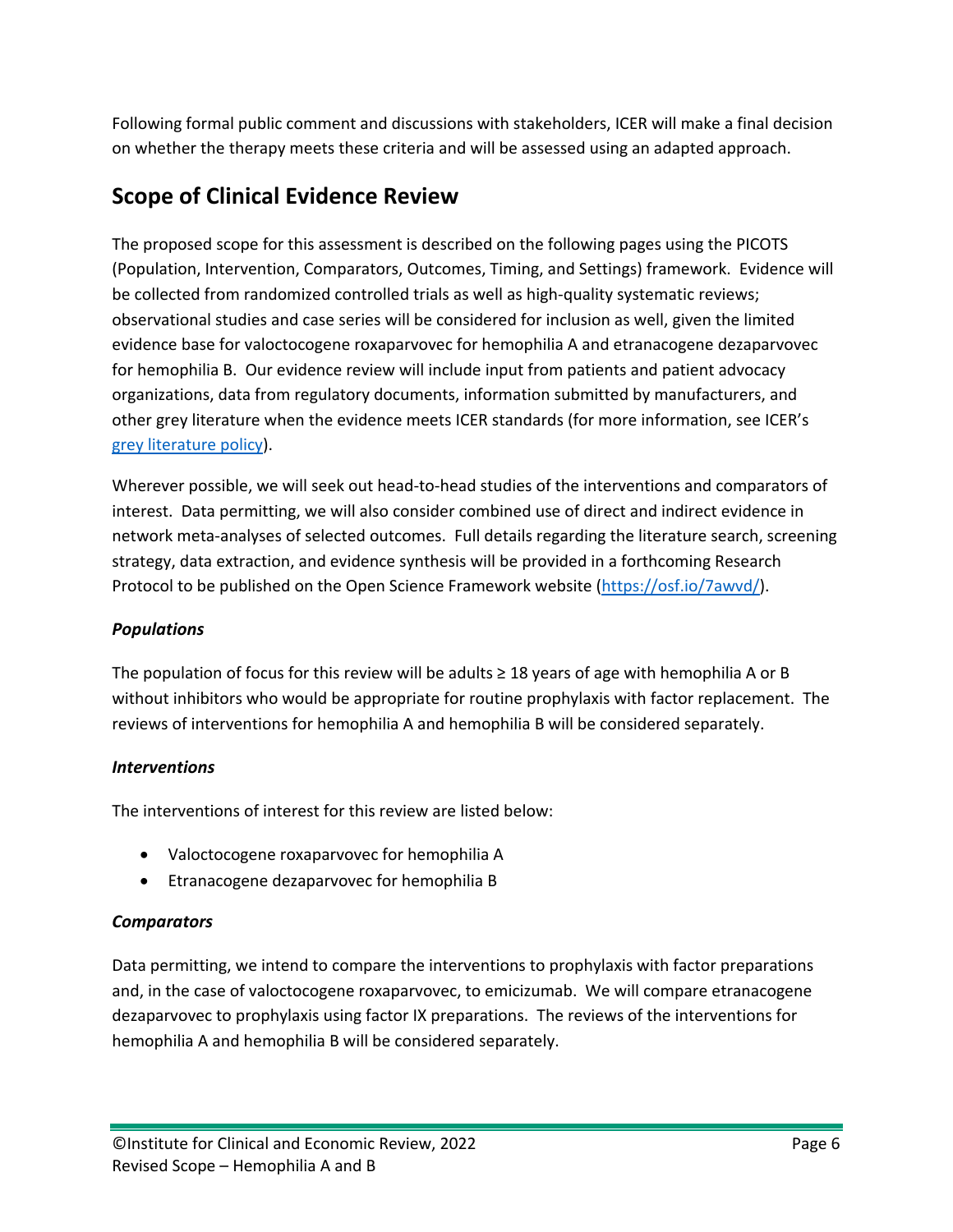Following formal public comment and discussions with stakeholders, ICER will make a final decision on whether the therapy meets these criteria and will be assessed using an adapted approach.

## Scope of Clinical Evidence Review

The proposed scope for this assessment is described on the following pages using the PICOTS (Population, Intervention, Comparators, Outcomes, Timing, and Settings) framework. Evidence will be collected from randomized controlled trials as well as high-quality systematic reviews; observational studies and case series will be considered for inclusion as well, given the limited evidence base for valoctocogene roxaparvovec for hemophilia A and etranacogene dezaparvovec for hemophilia B. Our evidence review will include input from patients and patient advocacy organizations, data from regulatory documents, information submitted by manufacturers, and other grey literature when the evidence meets ICER standards (for more information, see ICER's [grey literature policy](grey literature policy)).

Wherever possible, we will seek out head-to-head studies of the interventions and comparators of interest. Data permitting, we will also consider combined use of direct and indirect evidence in network meta-analyses of selected outcomes. Full details regarding the literature search, screening strategy, data extraction, and evidence synthesis will be provided in a forthcoming Research Protocol to be published on the Open Science Framework website ([https://osf.io/7awvd/](https://osf.io/7awvd/)).

### *Populations*

The population of focus for this review will be adults ≥ 18 years of age with hemophilia A or B without inhibitors who would be appropriate for routine prophylaxis with factor replacement. The reviews of interventions for hemophilia A and hemophilia B will be considered separately.

### *Interventions*

The interventions of interest for this review are listed below:

- Valoctocogene roxaparvovec for hemophilia A
- Etranacogene dezaparvovec for hemophilia B

### *Comparators*

Data permitting, we intend to compare the interventions to prophylaxis with factor preparations and, in the case of valoctocogene roxaparvovec, to emicizumab. We will compare etranacogene dezaparvovec to prophylaxis using factor IX preparations. The reviews of the interventions for hemophilia A and hemophilia B will be considered separately.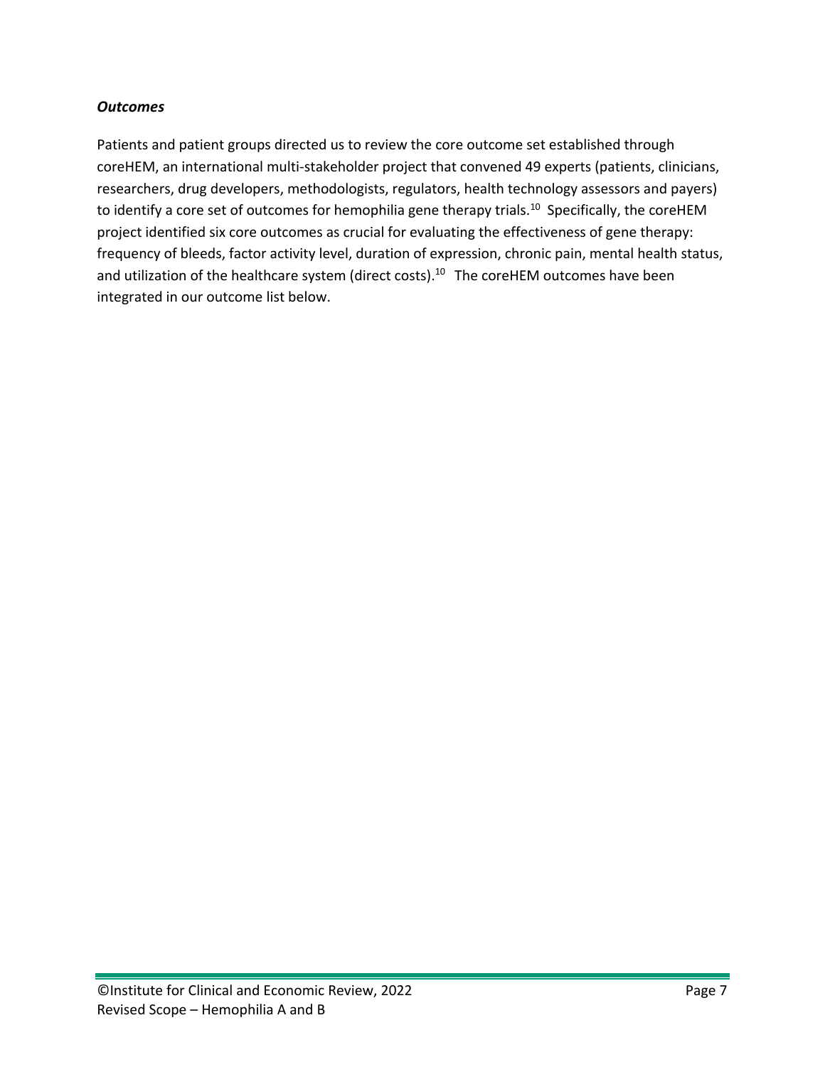### *Outcomes*

Patients and patient groups directed us to review the core outcome set established through coreHEM, an international multi-stakeholder project that convened 49 experts (patients, clinicians, researchers, drug developers, methodologists, regulators, health technology assessors and payers) to identify a core set of outcomes for hemophilia gene therapy trials.[10] Specifically, the coreHEM project identified six core outcomes as crucial for evaluating the effectiveness of gene therapy: frequency of bleeds, factor activity level, duration of expression, chronic pain, mental health status, and utilization of the healthcare system (direct costs).[10] The coreHEM outcomes have been integrated in our outcome list below.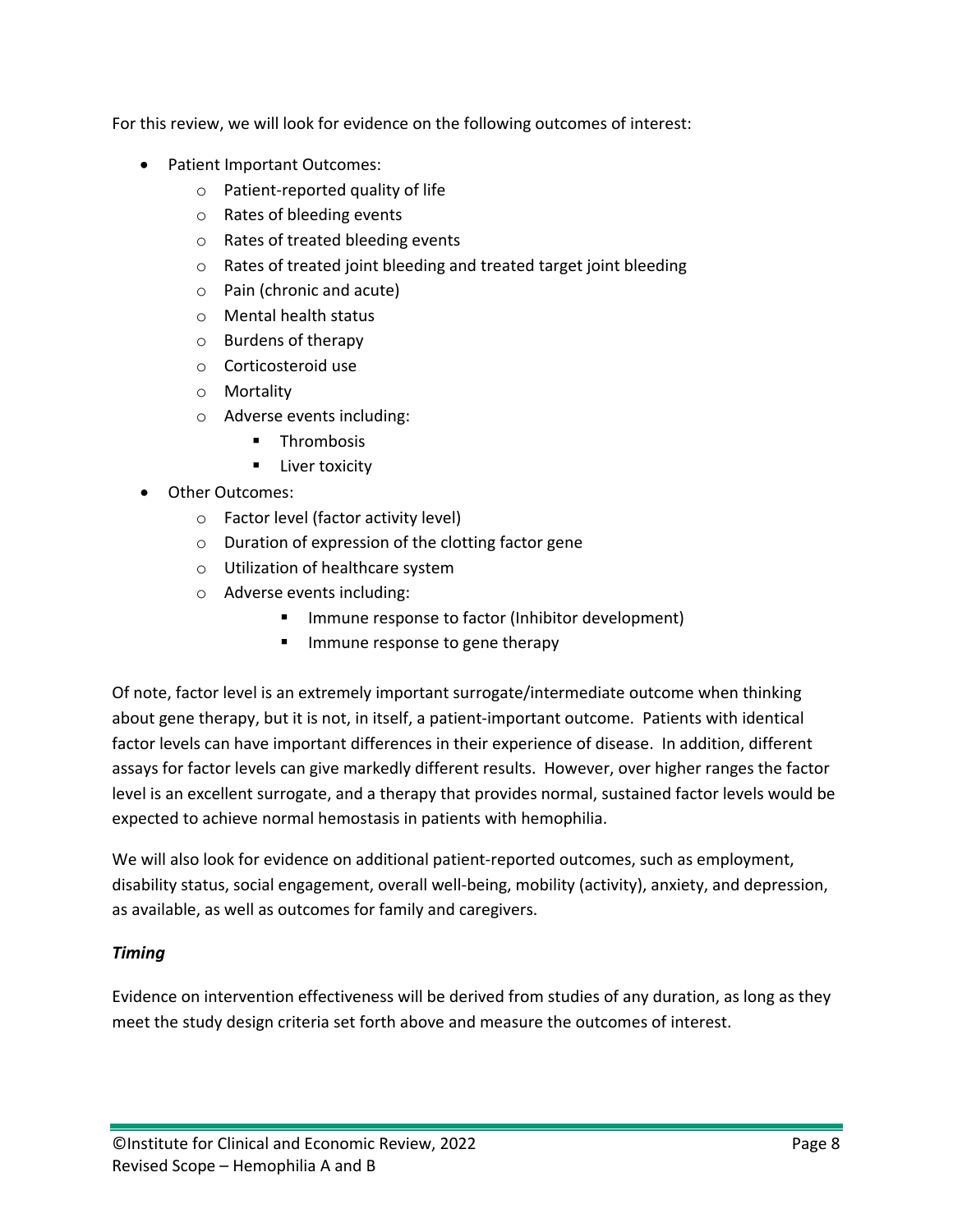For this review, we will look for evidence on the following outcomes of interest:

- Patient Important Outcomes:
  - Patient-reported quality of life
  - Rates of bleeding events
  - Rates of treated bleeding events
  - Rates of treated joint bleeding and treated target joint bleeding
  - Pain (chronic and acute)
  - Mental health status
  - Burdens of therapy
  - Corticosteroid use
  - Mortality
  - Adverse events including:
    - Thrombosis
    - Liver toxicity
- Other Outcomes:
  - Factor level (factor activity level)
  - Duration of expression of the clotting factor gene
  - Utilization of healthcare system
  - Adverse events including:
    - Immune response to factor (Inhibitor development)
    - Immune response to gene therapy

Of note, factor level is an extremely important surrogate/intermediate outcome when thinking about gene therapy, but it is not, in itself, a patient-important outcome. Patients with identical factor levels can have important differences in their experience of disease. In addition, different assays for factor levels can give markedly different results. However, over higher ranges the factor level is an excellent surrogate, and a therapy that provides normal, sustained factor levels would be expected to achieve normal hemostasis in patients with hemophilia.

We will also look for evidence on additional patient-reported outcomes, such as employment, disability status, social engagement, overall well-being, mobility (activity), anxiety, and depression, as available, as well as outcomes for family and caregivers.

***Timing***

Evidence on intervention effectiveness will be derived from studies of any duration, as long as they meet the study design criteria set forth above and measure the outcomes of interest.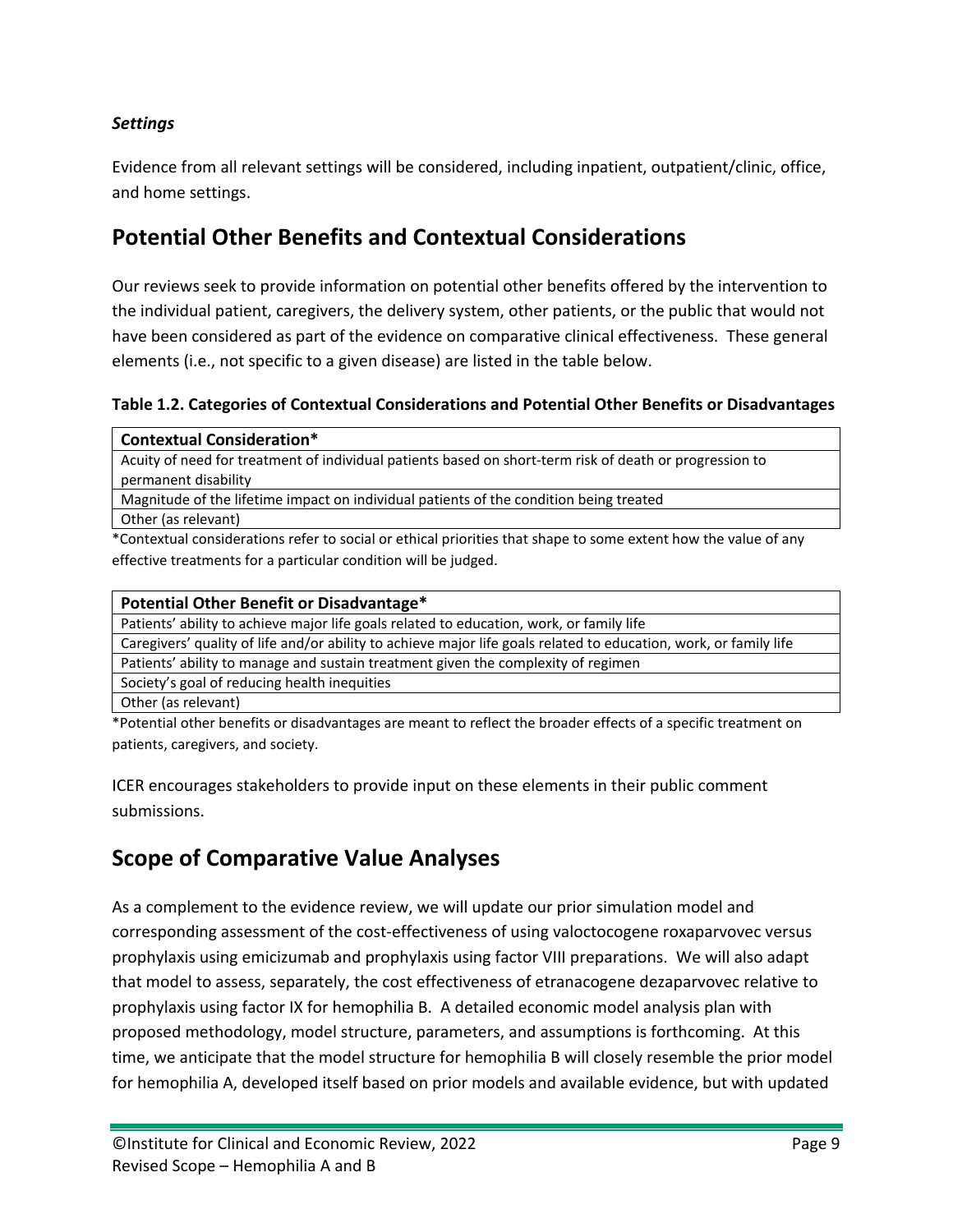### *Settings*

Evidence from all relevant settings will be considered, including inpatient, outpatient/clinic, office, and home settings.

## Potential Other Benefits and Contextual Considerations

Our reviews seek to provide information on potential other benefits offered by the intervention to the individual patient, caregivers, the delivery system, other patients, or the public that would not have been considered as part of the evidence on comparative clinical effectiveness. These general elements (i.e., not specific to a given disease) are listed in the table below.

**Table 1.2. Categories of Contextual Considerations and Potential Other Benefits or Disadvantages**

| Contextual Consideration* |
|---|
| Acuity of need for treatment of individual patients based on short-term risk of death or progression to permanent disability |
| Magnitude of the lifetime impact on individual patients of the condition being treated |
| Other (as relevant) |

*Contextual considerations refer to social or ethical priorities that shape to some extent how the value of any effective treatments for a particular condition will be judged.

| Potential Other Benefit or Disadvantage* |
|---|
| Patients' ability to achieve major life goals related to education, work, or family life |
| Caregivers' quality of life and/or ability to achieve major life goals related to education, work, or family life |
| Patients' ability to manage and sustain treatment given the complexity of regimen |
| Society's goal of reducing health inequities |
| Other (as relevant) |

*Potential other benefits or disadvantages are meant to reflect the broader effects of a specific treatment on patients, caregivers, and society.

ICER encourages stakeholders to provide input on these elements in their public comment submissions.

## Scope of Comparative Value Analyses

As a complement to the evidence review, we will update our prior simulation model and corresponding assessment of the cost-effectiveness of using valoctocogene roxaparvovec versus prophylaxis using emicizumab and prophylaxis using factor VIII preparations. We will also adapt that model to assess, separately, the cost effectiveness of etranacogene dezaparvovec relative to prophylaxis using factor IX for hemophilia B. A detailed economic model analysis plan with proposed methodology, model structure, parameters, and assumptions is forthcoming. At this time, we anticipate that the model structure for hemophilia B will closely resemble the prior model for hemophilia A, developed itself based on prior models and available evidence, but with updated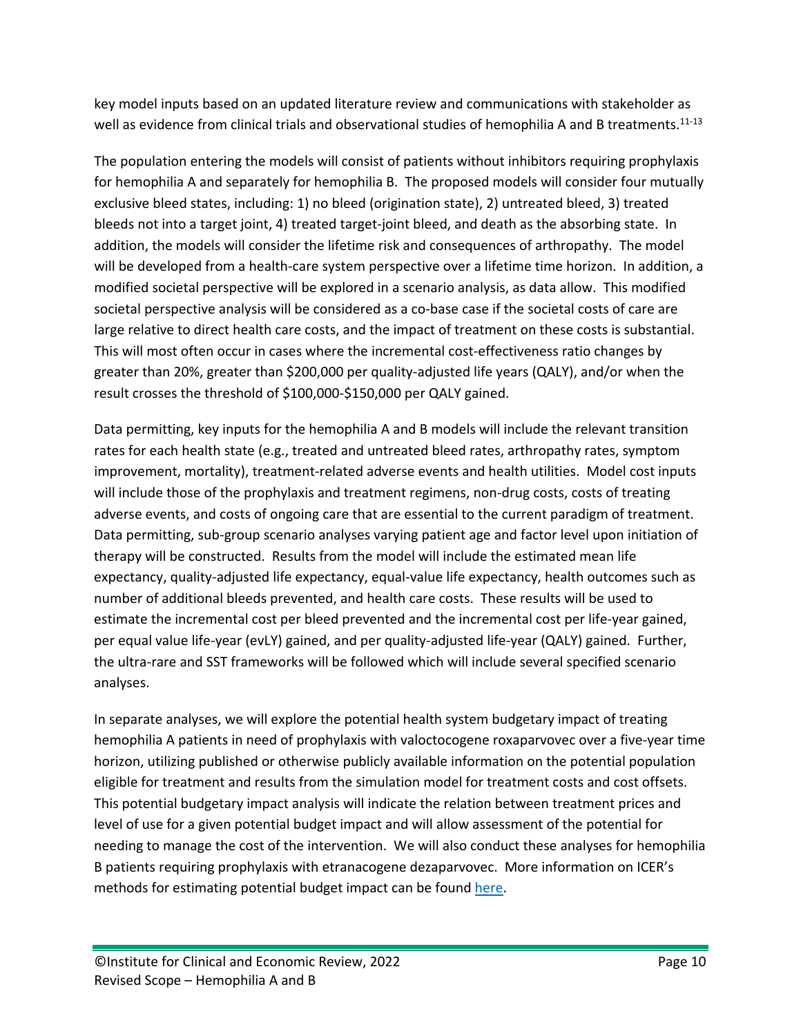key model inputs based on an updated literature review and communications with stakeholder as well as evidence from clinical trials and observational studies of hemophilia A and B treatments.[11-13]

The population entering the models will consist of patients without inhibitors requiring prophylaxis for hemophilia A and separately for hemophilia B. The proposed models will consider four mutually exclusive bleed states, including: 1) no bleed (origination state), 2) untreated bleed, 3) treated bleeds not into a target joint, 4) treated target-joint bleed, and death as the absorbing state. In addition, the models will consider the lifetime risk and consequences of arthropathy. The model will be developed from a health-care system perspective over a lifetime time horizon. In addition, a modified societal perspective will be explored in a scenario analysis, as data allow. This modified societal perspective analysis will be considered as a co-base case if the societal costs of care are large relative to direct health care costs, and the impact of treatment on these costs is substantial. This will most often occur in cases where the incremental cost-effectiveness ratio changes by greater than 20%, greater than $200,000 per quality-adjusted life years (QALY), and/or when the result crosses the threshold of $100,000-$150,000 per QALY gained.

Data permitting, key inputs for the hemophilia A and B models will include the relevant transition rates for each health state (e.g., treated and untreated bleed rates, arthropathy rates, symptom improvement, mortality), treatment-related adverse events and health utilities. Model cost inputs will include those of the prophylaxis and treatment regimens, non-drug costs, costs of treating adverse events, and costs of ongoing care that are essential to the current paradigm of treatment. Data permitting, sub-group scenario analyses varying patient age and factor level upon initiation of therapy will be constructed. Results from the model will include the estimated mean life expectancy, quality-adjusted life expectancy, equal-value life expectancy, health outcomes such as number of additional bleeds prevented, and health care costs. These results will be used to estimate the incremental cost per bleed prevented and the incremental cost per life-year gained, per equal value life-year (evLY) gained, and per quality-adjusted life-year (QALY) gained. Further, the ultra-rare and SST frameworks will be followed which will include several specified scenario analyses.

In separate analyses, we will explore the potential health system budgetary impact of treating hemophilia A patients in need of prophylaxis with valoctocogene roxaparvovec over a five-year time horizon, utilizing published or otherwise publicly available information on the potential population eligible for treatment and results from the simulation model for treatment costs and cost offsets. This potential budgetary impact analysis will indicate the relation between treatment prices and level of use for a given potential budget impact and will allow assessment of the potential for needing to manage the cost of the intervention. We will also conduct these analyses for hemophilia B patients requiring prophylaxis with etranacogene dezaparvovec. More information on ICER's methods for estimating potential budget impact can be found here.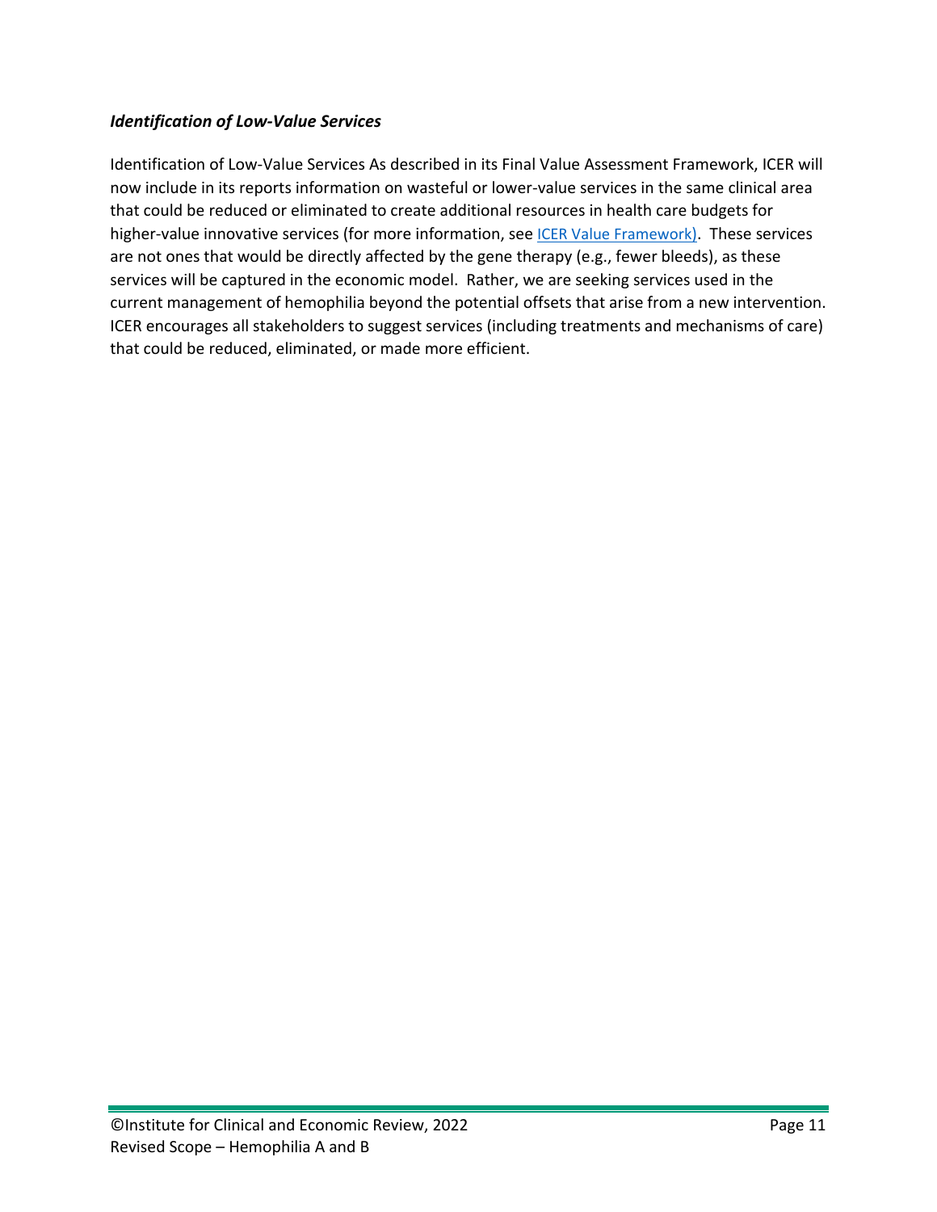### *Identification of Low-Value Services*

Identification of Low-Value Services As described in its Final Value Assessment Framework, ICER will now include in its reports information on wasteful or lower-value services in the same clinical area that could be reduced or eliminated to create additional resources in health care budgets for higher-value innovative services (for more information, see [ICER Value Framework)](ICER Value Framework). These services are not ones that would be directly affected by the gene therapy (e.g., fewer bleeds), as these services will be captured in the economic model. Rather, we are seeking services used in the current management of hemophilia beyond the potential offsets that arise from a new intervention. ICER encourages all stakeholders to suggest services (including treatments and mechanisms of care) that could be reduced, eliminated, or made more efficient.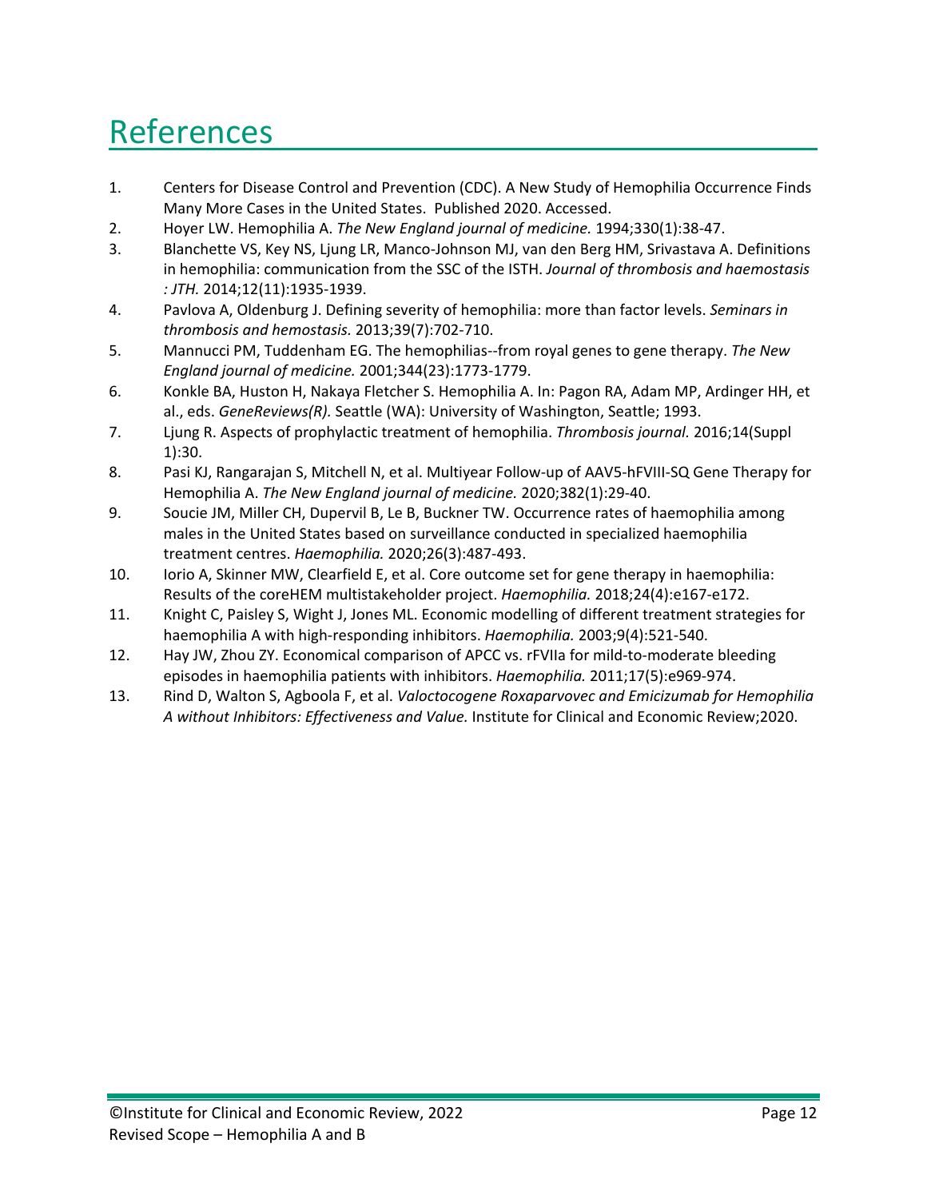# References

1. Centers for Disease Control and Prevention (CDC). A New Study of Hemophilia Occurrence Finds Many More Cases in the United States. Published 2020. Accessed.
2. Hoyer LW. Hemophilia A. *The New England journal of medicine.* 1994;330(1):38-47.
3. Blanchette VS, Key NS, Ljung LR, Manco-Johnson MJ, van den Berg HM, Srivastava A. Definitions in hemophilia: communication from the SSC of the ISTH. *Journal of thrombosis and haemostasis : JTH.* 2014;12(11):1935-1939.
4. Pavlova A, Oldenburg J. Defining severity of hemophilia: more than factor levels. *Seminars in thrombosis and hemostasis.* 2013;39(7):702-710.
5. Mannucci PM, Tuddenham EG. The hemophilias--from royal genes to gene therapy. *The New England journal of medicine.* 2001;344(23):1773-1779.
6. Konkle BA, Huston H, Nakaya Fletcher S. Hemophilia A. In: Pagon RA, Adam MP, Ardinger HH, et al., eds. *GeneReviews(R).* Seattle (WA): University of Washington, Seattle; 1993.
7. Ljung R. Aspects of prophylactic treatment of hemophilia. *Thrombosis journal.* 2016;14(Suppl 1):30.
8. Pasi KJ, Rangarajan S, Mitchell N, et al. Multiyear Follow-up of AAV5-hFVIII-SQ Gene Therapy for Hemophilia A. *The New England journal of medicine.* 2020;382(1):29-40.
9. Soucie JM, Miller CH, Dupervil B, Le B, Buckner TW. Occurrence rates of haemophilia among males in the United States based on surveillance conducted in specialized haemophilia treatment centres. *Haemophilia.* 2020;26(3):487-493.
10. Iorio A, Skinner MW, Clearfield E, et al. Core outcome set for gene therapy in haemophilia: Results of the coreHEM multistakeholder project. *Haemophilia.* 2018;24(4):e167-e172.
11. Knight C, Paisley S, Wight J, Jones ML. Economic modelling of different treatment strategies for haemophilia A with high-responding inhibitors. *Haemophilia.* 2003;9(4):521-540.
12. Hay JW, Zhou ZY. Economical comparison of APCC vs. rFVIIa for mild-to-moderate bleeding episodes in haemophilia patients with inhibitors. *Haemophilia.* 2011;17(5):e969-974.
13. Rind D, Walton S, Agboola F, et al. *Valoctocogene Roxaparvovec and Emicizumab for Hemophilia A without Inhibitors: Effectiveness and Value.* Institute for Clinical and Economic Review;2020.